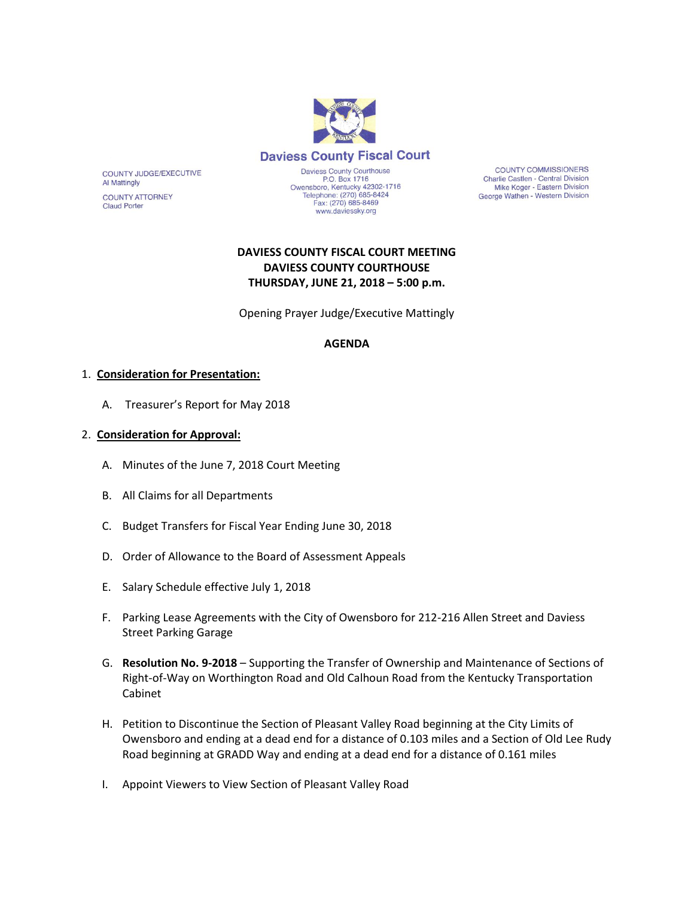**Daviess County Fiscal Court**

Daviess County Courthouse
P.O. Box 1716
Owensboro, Kentucky 42302-1716
Telephone: (270) 685-8424
Fax: (270) 685-8469
www.daviessky.org

COUNTY JUDGE/EXECUTIVE
Al Mattingly

COUNTY ATTORNEY
Claud Porter

COUNTY COMMISSIONERS
Charlie Castlen - Central Division
Mike Koger - Eastern Division
George Wathen - Western Division

# DAVIESS COUNTY FISCAL COURT MEETING
# DAVIESS COUNTY COURTHOUSE
# THURSDAY, JUNE 21, 2018 – 5:00 p.m.

Opening Prayer Judge/Executive Mattingly

## AGENDA

1. **Consideration for Presentation:**

   A. Treasurer's Report for May 2018

2. **Consideration for Approval:**

   A. Minutes of the June 7, 2018 Court Meeting

   B. All Claims for all Departments

   C. Budget Transfers for Fiscal Year Ending June 30, 2018

   D. Order of Allowance to the Board of Assessment Appeals

   E. Salary Schedule effective July 1, 2018

   F. Parking Lease Agreements with the City of Owensboro for 212-216 Allen Street and Daviess Street Parking Garage

   G. **Resolution No. 9-2018** – Supporting the Transfer of Ownership and Maintenance of Sections of Right-of-Way on Worthington Road and Old Calhoun Road from the Kentucky Transportation Cabinet

   H. Petition to Discontinue the Section of Pleasant Valley Road beginning at the City Limits of Owensboro and ending at a dead end for a distance of 0.103 miles and a Section of Old Lee Rudy Road beginning at GRADD Way and ending at a dead end for a distance of 0.161 miles

   I. Appoint Viewers to View Section of Pleasant Valley Road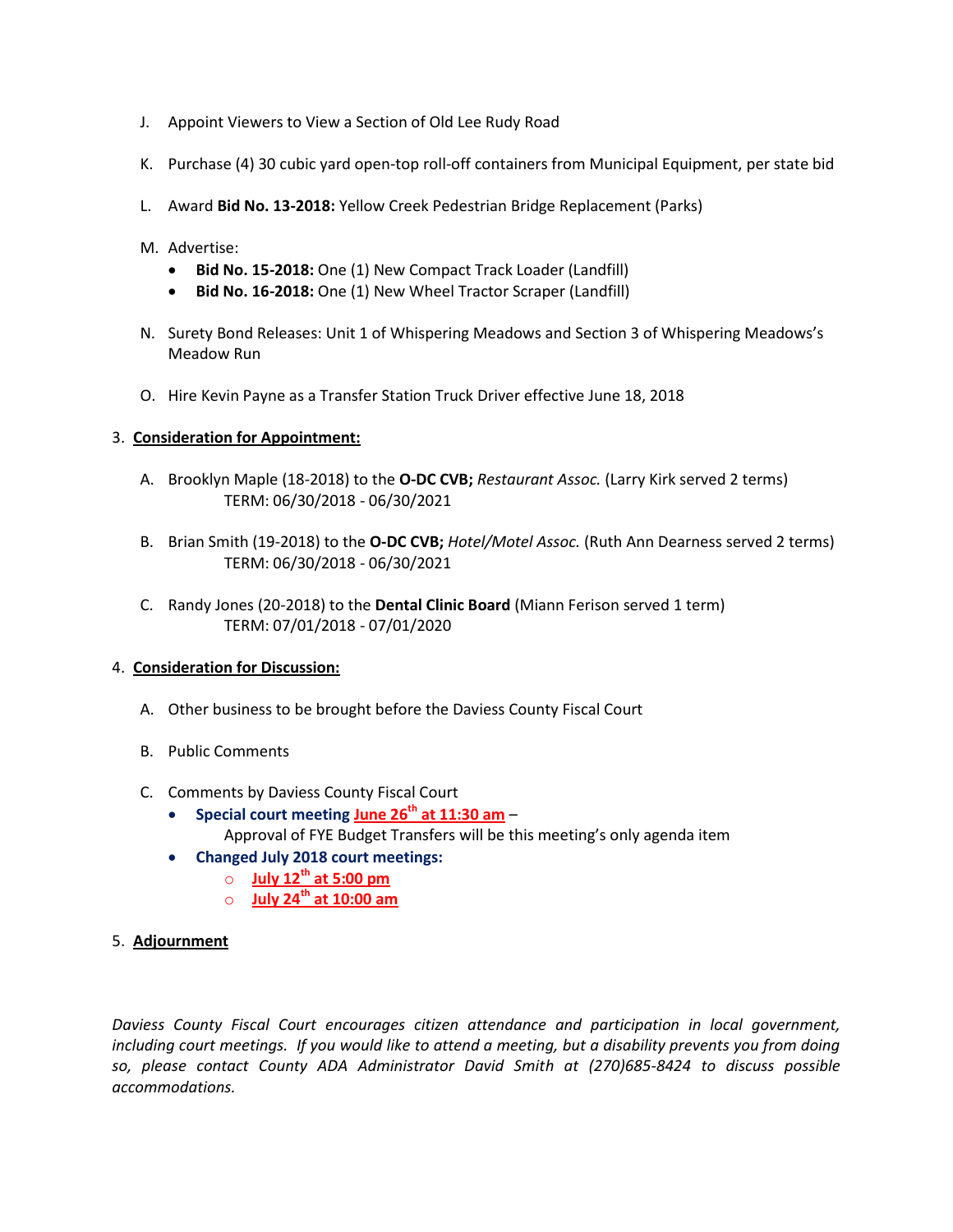J. Appoint Viewers to View a Section of Old Lee Rudy Road

K. Purchase (4) 30 cubic yard open-top roll-off containers from Municipal Equipment, per state bid

L. Award **Bid No. 13-2018:** Yellow Creek Pedestrian Bridge Replacement (Parks)

M. Advertise:
   - **Bid No. 15-2018:** One (1) New Compact Track Loader (Landfill)
   - **Bid No. 16-2018:** One (1) New Wheel Tractor Scraper (Landfill)

N. Surety Bond Releases: Unit 1 of Whispering Meadows and Section 3 of Whispering Meadows's Meadow Run

O. Hire Kevin Payne as a Transfer Station Truck Driver effective June 18, 2018

3. **Consideration for Appointment:**

A. Brooklyn Maple (18-2018) to the **O-DC CVB;** *Restaurant Assoc.* (Larry Kirk served 2 terms)
   TERM: 06/30/2018 - 06/30/2021

B. Brian Smith (19-2018) to the **O-DC CVB;** *Hotel/Motel Assoc.* (Ruth Ann Dearness served 2 terms)
   TERM: 06/30/2018 - 06/30/2021

C. Randy Jones (20-2018) to the **Dental Clinic Board** (Miann Ferison served 1 term)
   TERM: 07/01/2018 - 07/01/2020

4. **Consideration for Discussion:**

A. Other business to be brought before the Daviess County Fiscal Court

B. Public Comments

C. Comments by Daviess County Fiscal Court
   - **Special court meeting June 26th at 11:30 am** –
     Approval of FYE Budget Transfers will be this meeting's only agenda item
   - **Changed July 2018 court meetings:**
     - **July 12th at 5:00 pm**
     - **July 24th at 10:00 am**

5. **Adjournment**

*Daviess County Fiscal Court encourages citizen attendance and participation in local government, including court meetings. If you would like to attend a meeting, but a disability prevents you from doing so, please contact County ADA Administrator David Smith at (270)685-8424 to discuss possible accommodations.*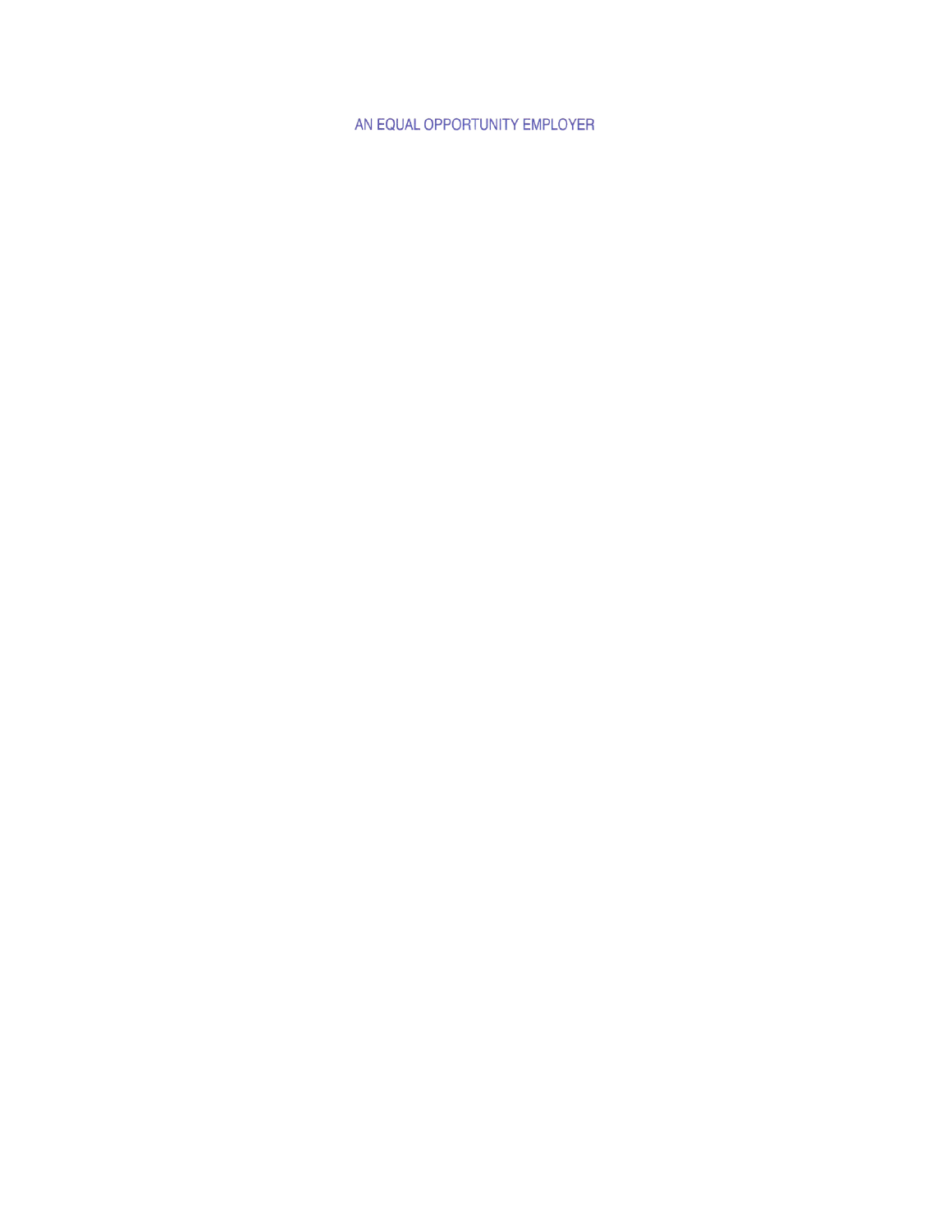AN EQUAL OPPORTUNITY EMPLOYER